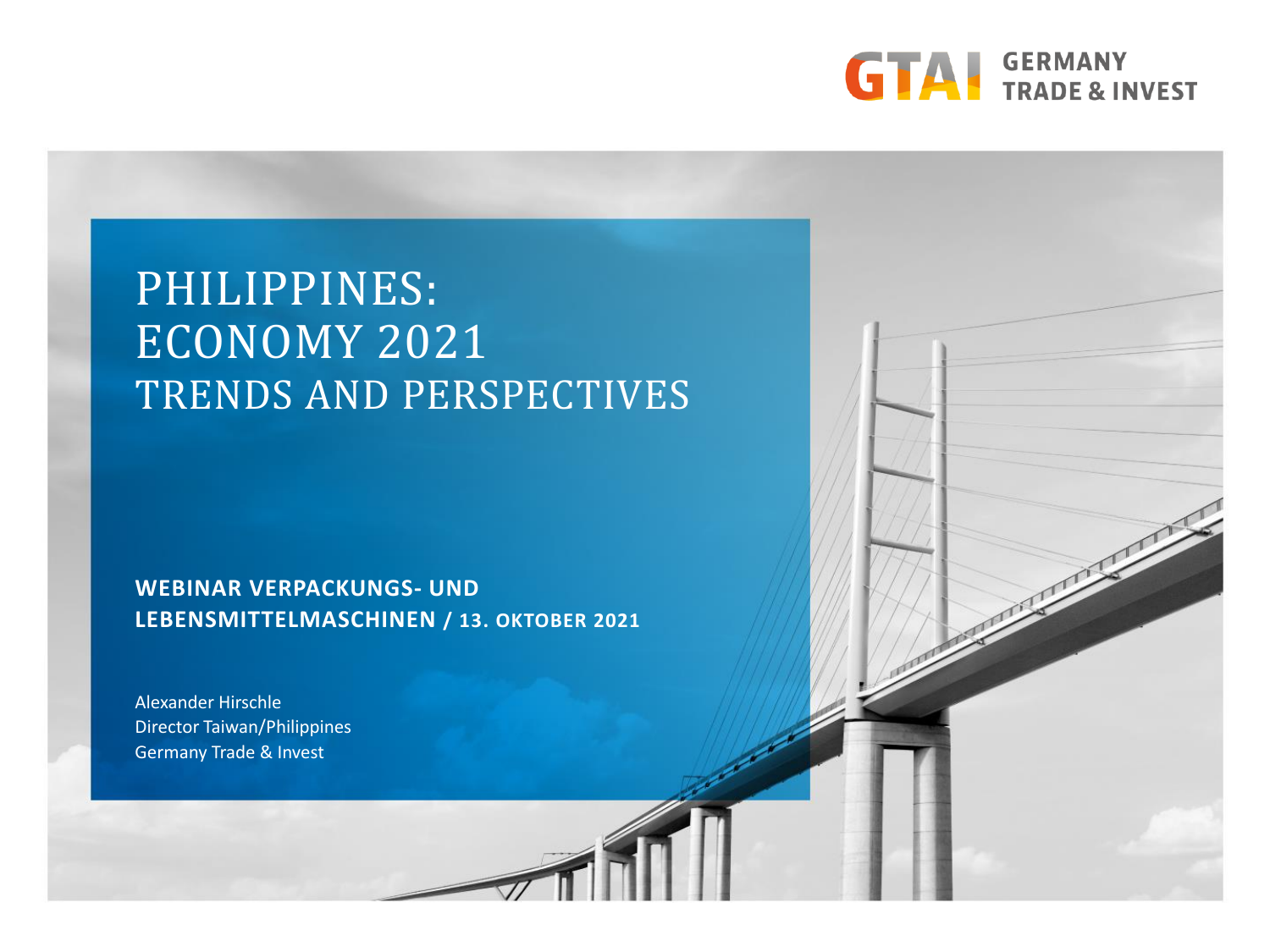GTAI GERMANY TRADE & INVEST

# PHILIPPINES: ECONOMY 2021

## TRENDS AND PERSPECTIVES

**WEBINAR VERPACKUNGS- UND LEBENSMITTELMASCHINEN / 13. OKTOBER 2021**

Alexander Hirschle
Director Taiwan/Philippines
Germany Trade & Invest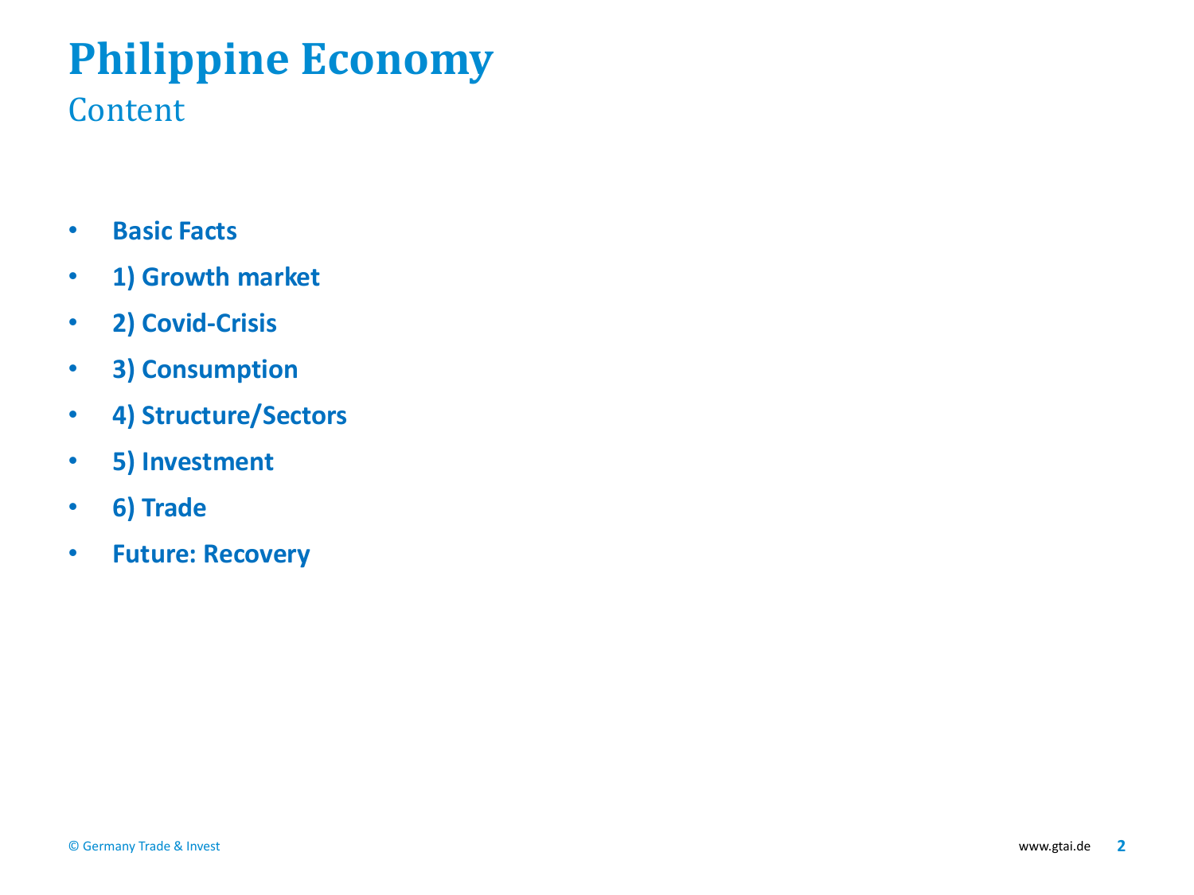# Philippine Economy

## Content

- **Basic Facts**
- **1) Growth market**
- **2) Covid-Crisis**
- **3) Consumption**
- **4) Structure/Sectors**
- **5) Investment**
- **6) Trade**
- **Future: Recovery**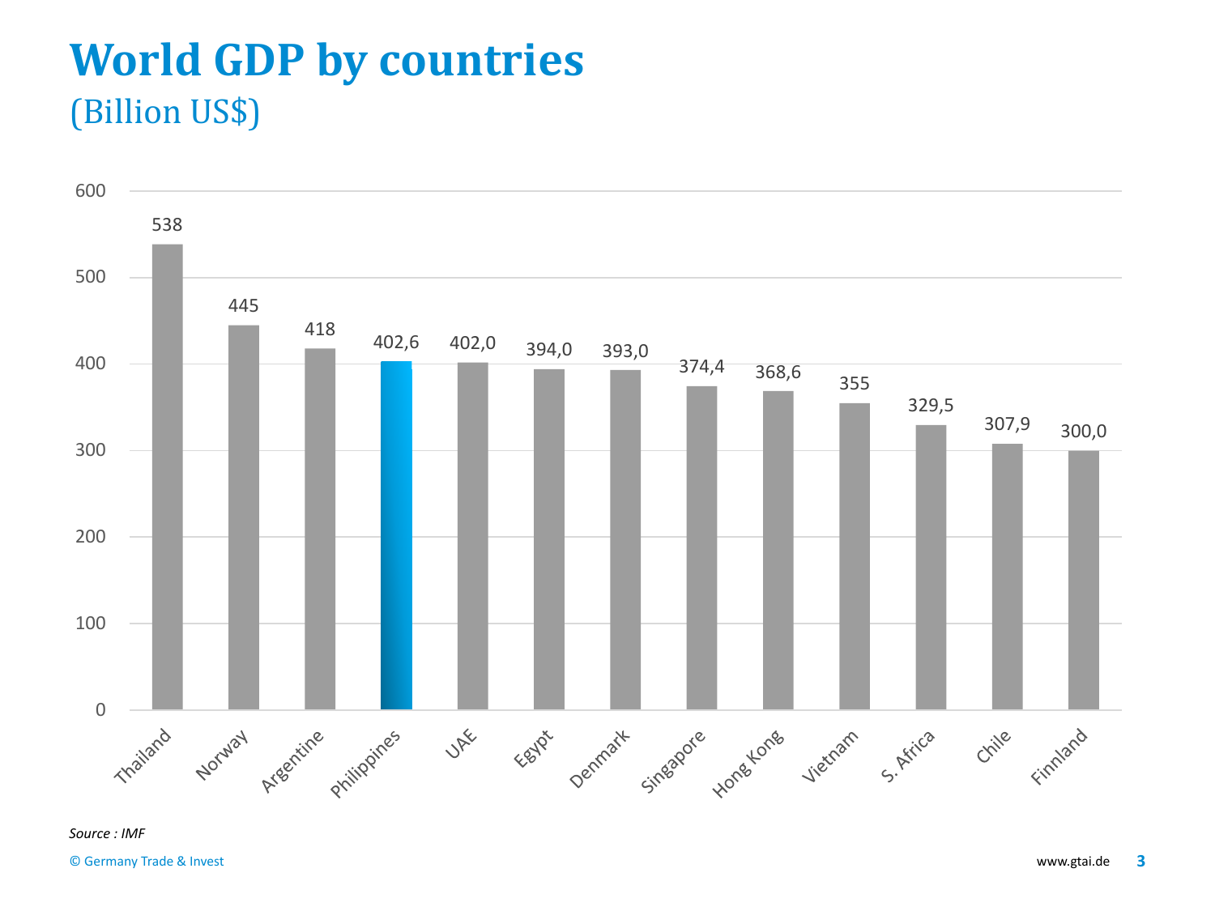# World GDP by countries

## (Billion US$)

| Country | GDP (Billion US$) |
|---|---|
| Thailand | 538 |
| Norway | 445 |
| Argentine | 418 |
| Philippines | 402,6 |
| UAE | 402,0 |
| Egypt | 394,0 |
| Denmark | 393,0 |
| Singapore | 374,4 |
| Hong Kong | 368,6 |
| Vietnam | 355 |
| S. Africa | 329,5 |
| Chile | 307,9 |
| Finnland | 300,0 |

*Source : IMF*

© Germany Trade & Invest

www.gtai.de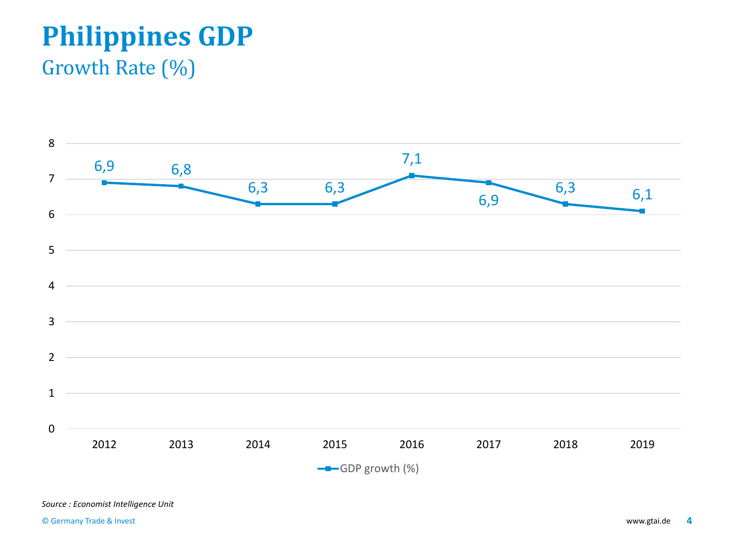# Philippines GDP

## Growth Rate (%)

| Year | GDP growth (%) |
|---|---|
| 2012 | 6,9 |
| 2013 | 6,8 |
| 2014 | 6,3 |
| 2015 | 6,3 |
| 2016 | 7,1 |
| 2017 | 6,9 |
| 2018 | 6,3 |
| 2019 | 6,1 |

*Source : Economist Intelligence Unit*

© Germany Trade & Invest

www.gtai.de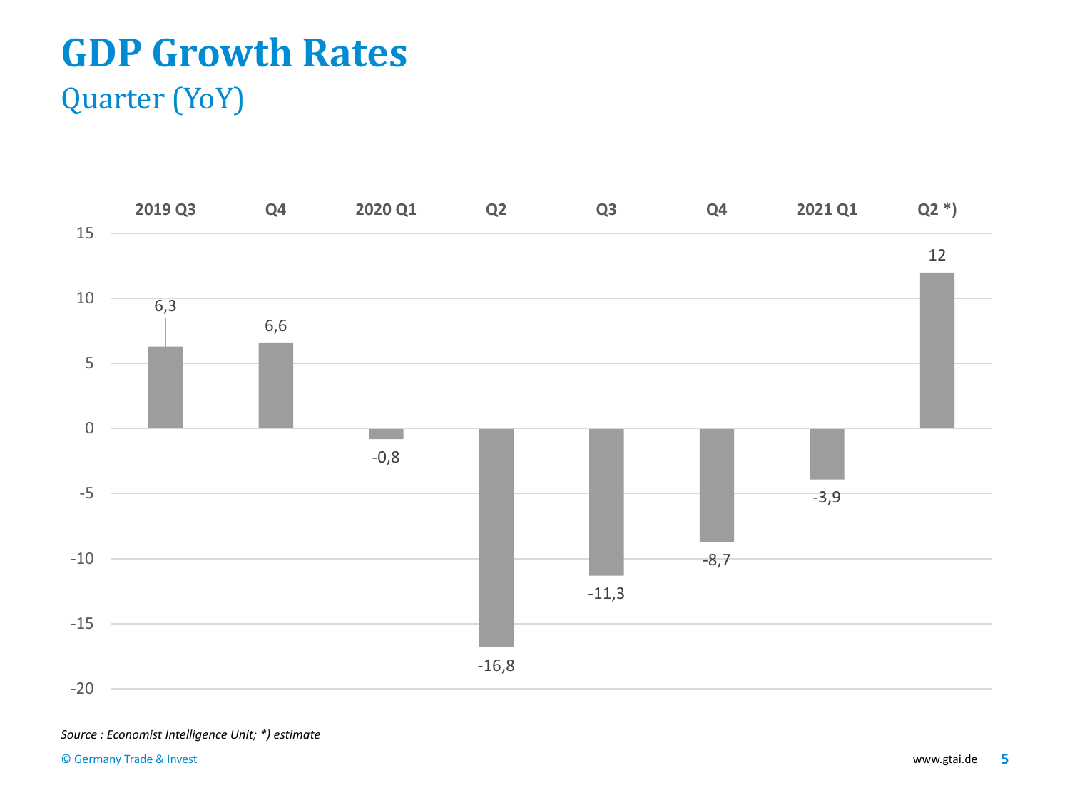# GDP Growth Rates

## Quarter (YoY)

| | 2019 Q3 | Q4 | 2020 Q1 | Q2 | Q3 | Q4 | 2021 Q1 | Q2 *) |
|---|---|---|---|---|---|---|---|---|
| GDP growth (%) | 6,3 | 6,6 | -0,8 | -16,8 | -11,3 | -8,7 | -3,9 | 12 |

*Source : Economist Intelligence Unit; *) estimate*

© Germany Trade & Invest

www.gtai.de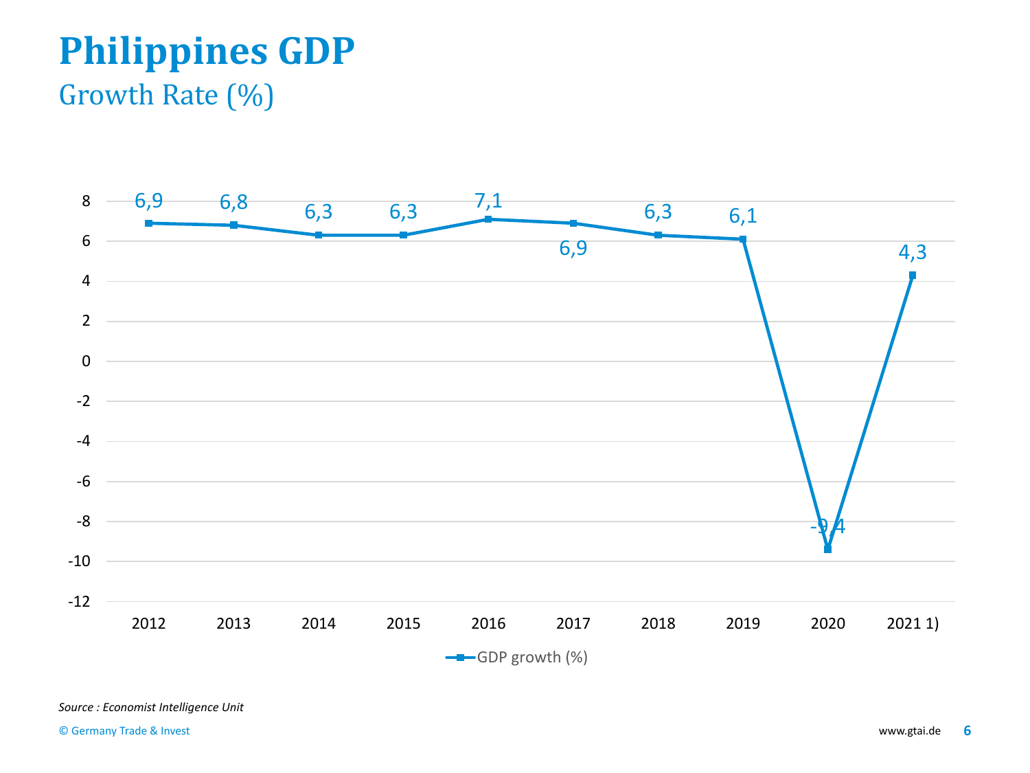# Philippines GDP

## Growth Rate (%)

| | 2012 | 2013 | 2014 | 2015 | 2016 | 2017 | 2018 | 2019 | 2020 | 2021 1) |
|---|---|---|---|---|---|---|---|---|---|---|
| GDP growth (%) | 6,9 | 6,8 | 6,3 | 6,3 | 7,1 | 6,9 | 6,3 | 6,1 | -9,4 | 4,3 |

*Source : Economist Intelligence Unit*

© Germany Trade & Invest

www.gtai.de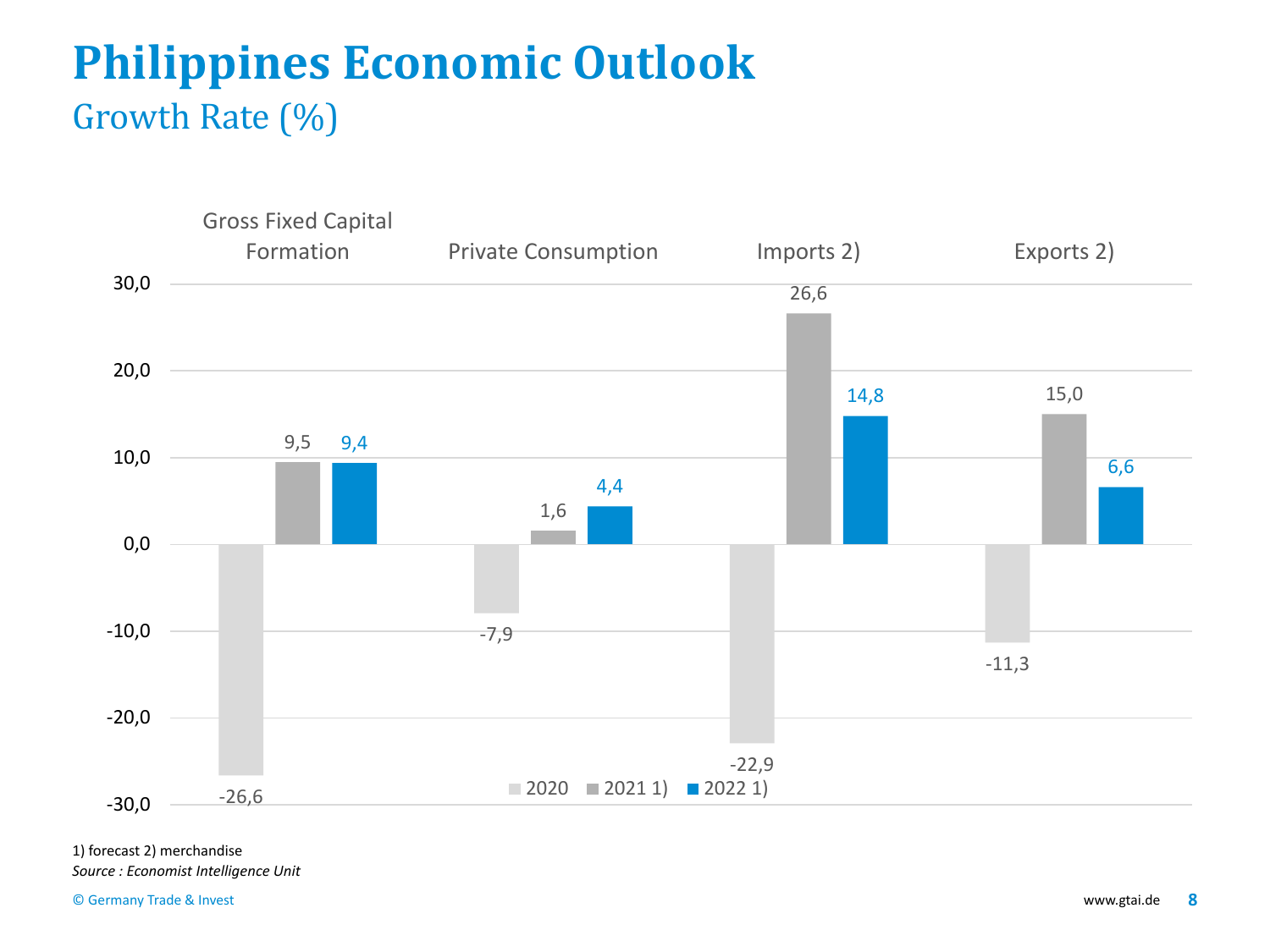# Philippines Economic Outlook

## Growth Rate (%)

| | 2020 | 2021 1) | 2022 1) |
|---|---|---|---|
| Gross Fixed Capital Formation | -26,6 | 9,5 | 9,4 |
| Private Consumption | -7,9 | 1,6 | 4,4 |
| Imports 2) | -22,9 | 26,6 | 14,8 |
| Exports 2) | -11,3 | 15,0 | 6,6 |

1) forecast 2) merchandise

*Source : Economist Intelligence Unit*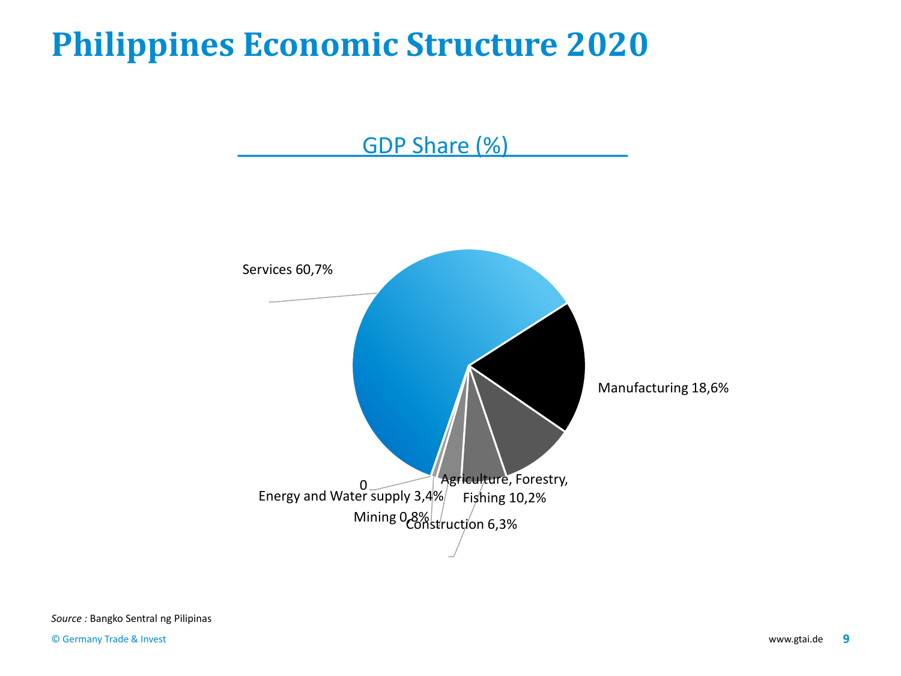# Philippines Economic Structure 2020

## GDP Share (%)

Services 60,7%

Manufacturing 18,6%

Agriculture, Forestry, Fishing 10,2%

Construction 6,3%

Energy and Water supply 3,4%

Mining 0,8%

0

*Source :* Bangko Sentral ng Pilipinas

© Germany Trade & Invest

www.gtai.de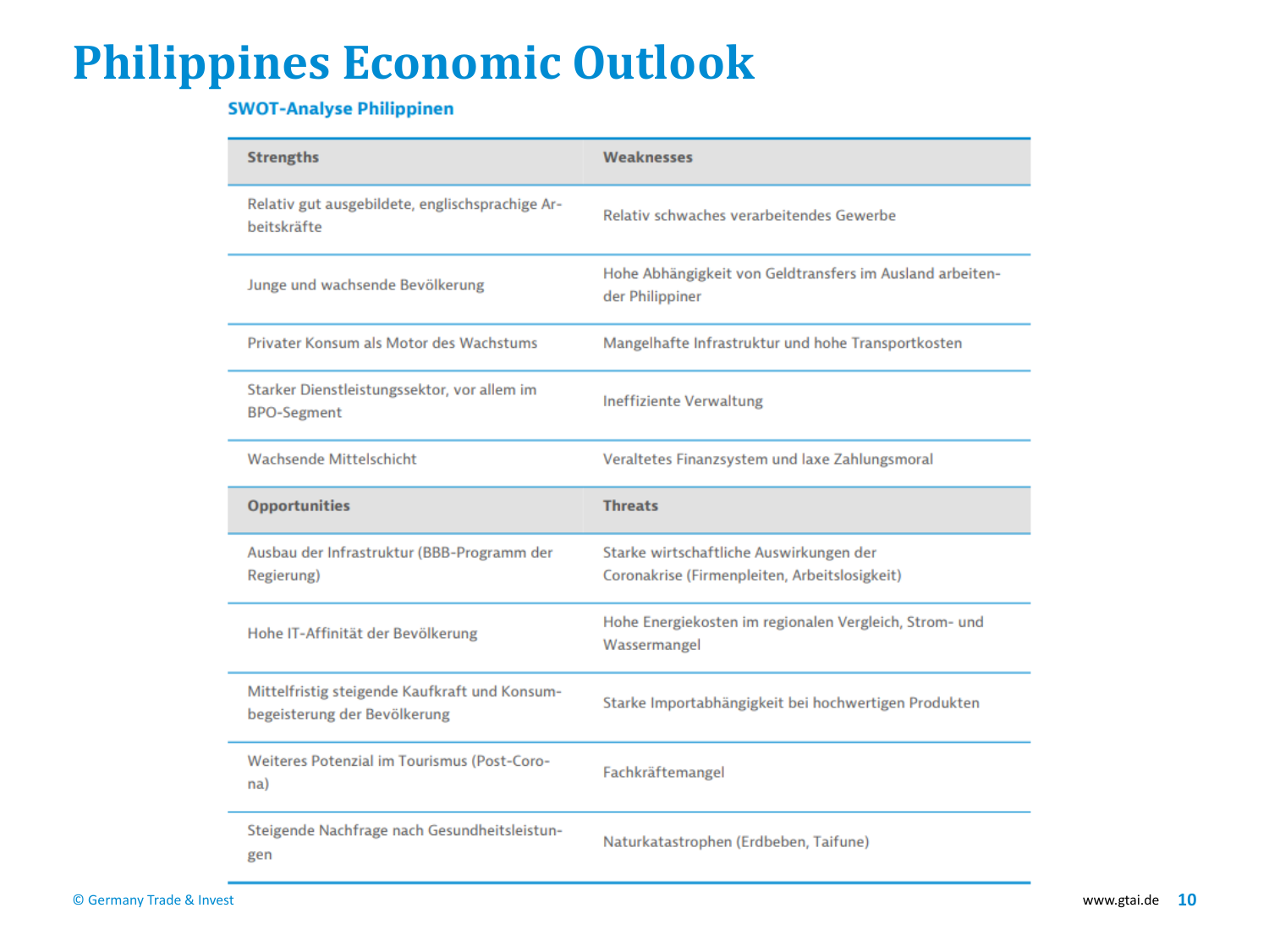# Philippines Economic Outlook

### SWOT-Analyse Philippinen

| Strengths | Weaknesses |
|---|---|
| Relativ gut ausgebildete, englischsprachige Arbeitskräfte | Relativ schwaches verarbeitendes Gewerbe |
| Junge und wachsende Bevölkerung | Hohe Abhängigkeit von Geldtransfers im Ausland arbeitender Philippiner |
| Privater Konsum als Motor des Wachstums | Mangelhafte Infrastruktur und hohe Transportkosten |
| Starker Dienstleistungssektor, vor allem im BPO-Segment | Ineffiziente Verwaltung |
| Wachsende Mittelschicht | Veraltetes Finanzsystem und laxe Zahlungsmoral |
| **Opportunities** | **Threats** |
| Ausbau der Infrastruktur (BBB-Programm der Regierung) | Starke wirtschaftliche Auswirkungen der Coronakrise (Firmenpleiten, Arbeitslosigkeit) |
| Hohe IT-Affinität der Bevölkerung | Hohe Energiekosten im regionalen Vergleich, Strom- und Wassermangel |
| Mittelfristig steigende Kaufkraft und Konsumbegeisterung der Bevölkerung | Starke Importabhängigkeit bei hochwertigen Produkten |
| Weiteres Potenzial im Tourismus (Post-Corona) | Fachkräftemangel |
| Steigende Nachfrage nach Gesundheitsleistungen | Naturkatastrophen (Erdbeben, Taifune) |

© Germany Trade & Invest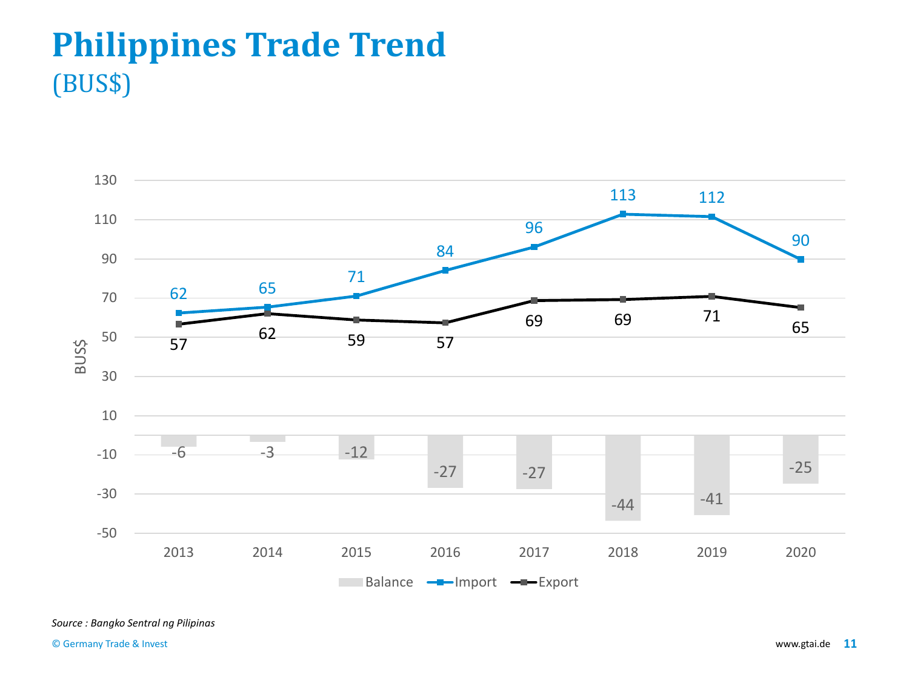# Philippines Trade Trend

(BUS$)

| Year | Import | Export | Balance |
|---|---|---|---|
| 2013 | 62 | 57 | -6 |
| 2014 | 65 | 62 | -3 |
| 2015 | 71 | 59 | -12 |
| 2016 | 84 | 57 | -27 |
| 2017 | 96 | 69 | -27 |
| 2018 | 113 | 69 | -44 |
| 2019 | 112 | 71 | -41 |
| 2020 | 90 | 65 | -25 |

*Source : Bangko Sentral ng Pilipinas*

© Germany Trade & Invest

www.gtai.de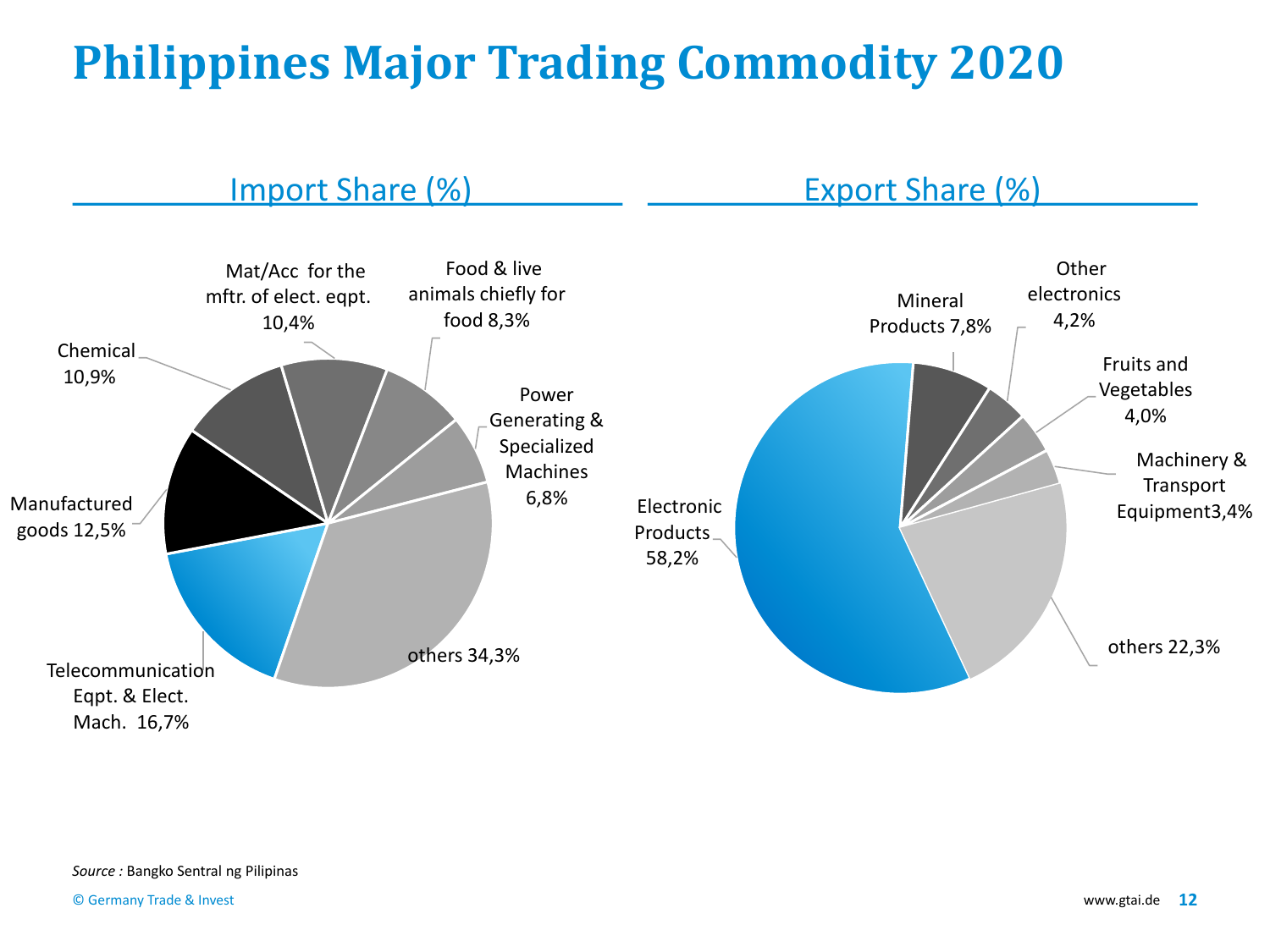# Philippines Major Trading Commodity 2020

## Import Share (%)

| Commodity | Share |
|---|---|
| Telecommunication Eqpt. & Elect. Mach. | 16,7% |
| Manufactured goods | 12,5% |
| Chemical | 10,9% |
| Mat/Acc for the mftr. of elect. eqpt. | 10,4% |
| Food & live animals chiefly for food | 8,3% |
| Power Generating & Specialized Machines | 6,8% |
| others | 34,3% |

## Export Share (%)

| Commodity | Share |
|---|---|
| Electronic Products | 58,2% |
| Mineral Products | 7,8% |
| Other electronics | 4,2% |
| Fruits and Vegetables | 4,0% |
| Machinery & Transport Equipment | 3,4% |
| others | 22,3% |

*Source :* Bangko Sentral ng Pilipinas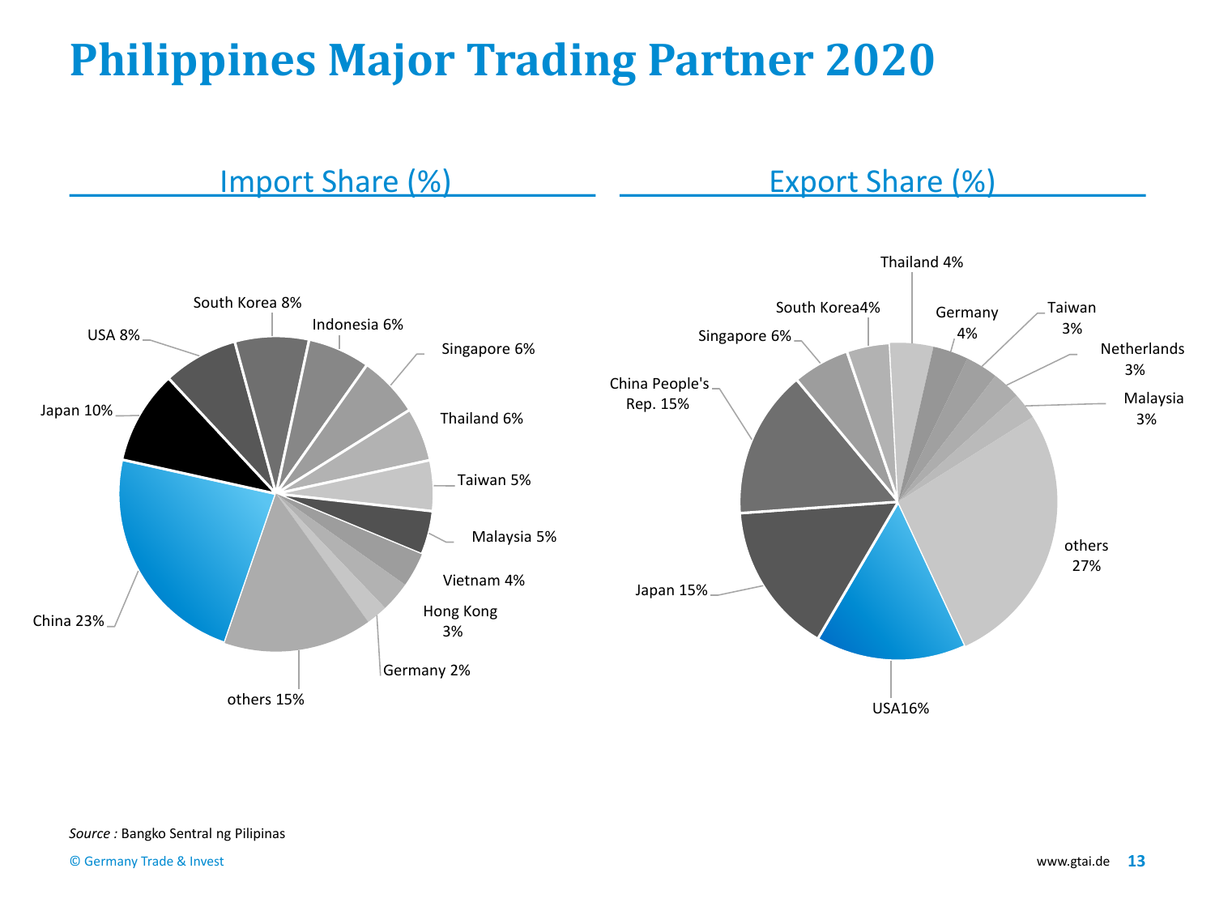# Philippines Major Trading Partner 2020

## Import Share (%)

| Country | Share |
|---|---|
| China | 23% |
| Japan | 10% |
| USA | 8% |
| South Korea | 8% |
| Indonesia | 6% |
| Singapore | 6% |
| Thailand | 6% |
| Taiwan | 5% |
| Malaysia | 5% |
| Vietnam | 4% |
| Hong Kong | 3% |
| Germany | 2% |
| others | 15% |

## Export Share (%)

| Country | Share |
|---|---|
| USA | 16% |
| Japan | 15% |
| China People's Rep. | 15% |
| Singapore | 6% |
| South Korea | 4% |
| Thailand | 4% |
| Germany | 4% |
| Taiwan | 3% |
| Netherlands | 3% |
| Malaysia | 3% |
| others | 27% |

*Source :* Bangko Sentral ng Pilipinas

© Germany Trade & Invest

www.gtai.de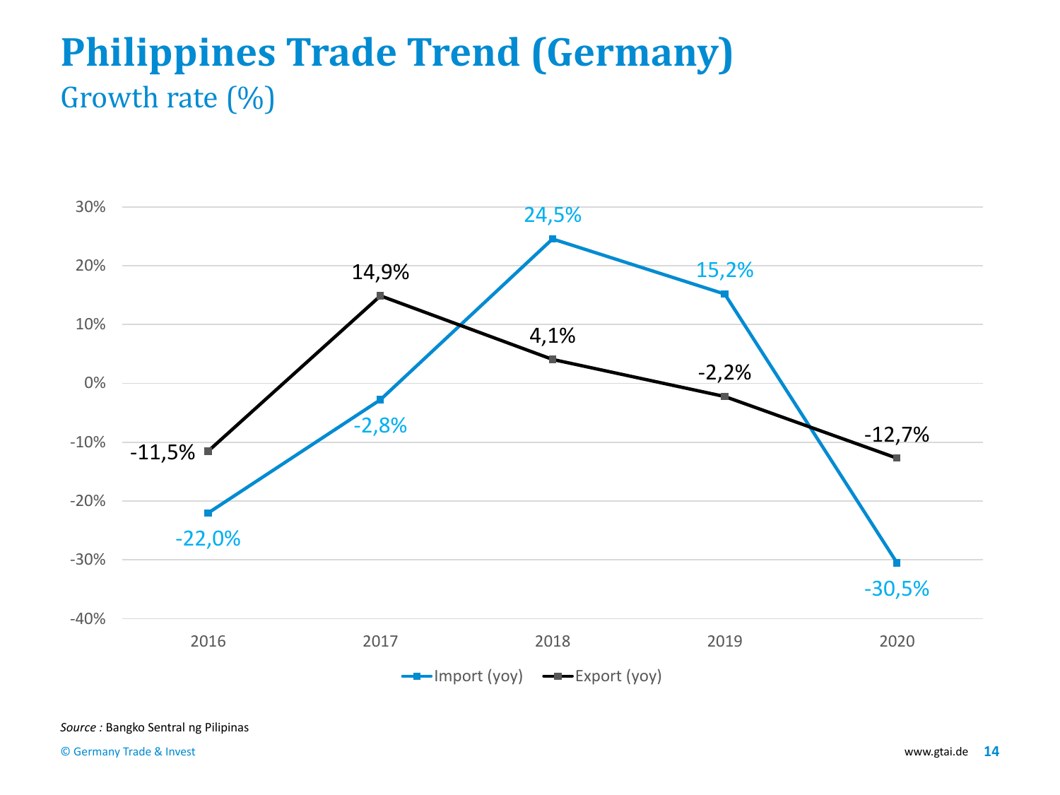# Philippines Trade Trend (Germany)

## Growth rate (%)

| Year | Import (yoy) | Export (yoy) |
|---|---|---|
| 2016 | -22,0% | -11,5% |
| 2017 | -2,8% | 14,9% |
| 2018 | 24,5% | 4,1% |
| 2019 | 15,2% | -2,2% |
| 2020 | -30,5% | -12,7% |

*Source :* Bangko Sentral ng Pilipinas

© Germany Trade & Invest

www.gtai.de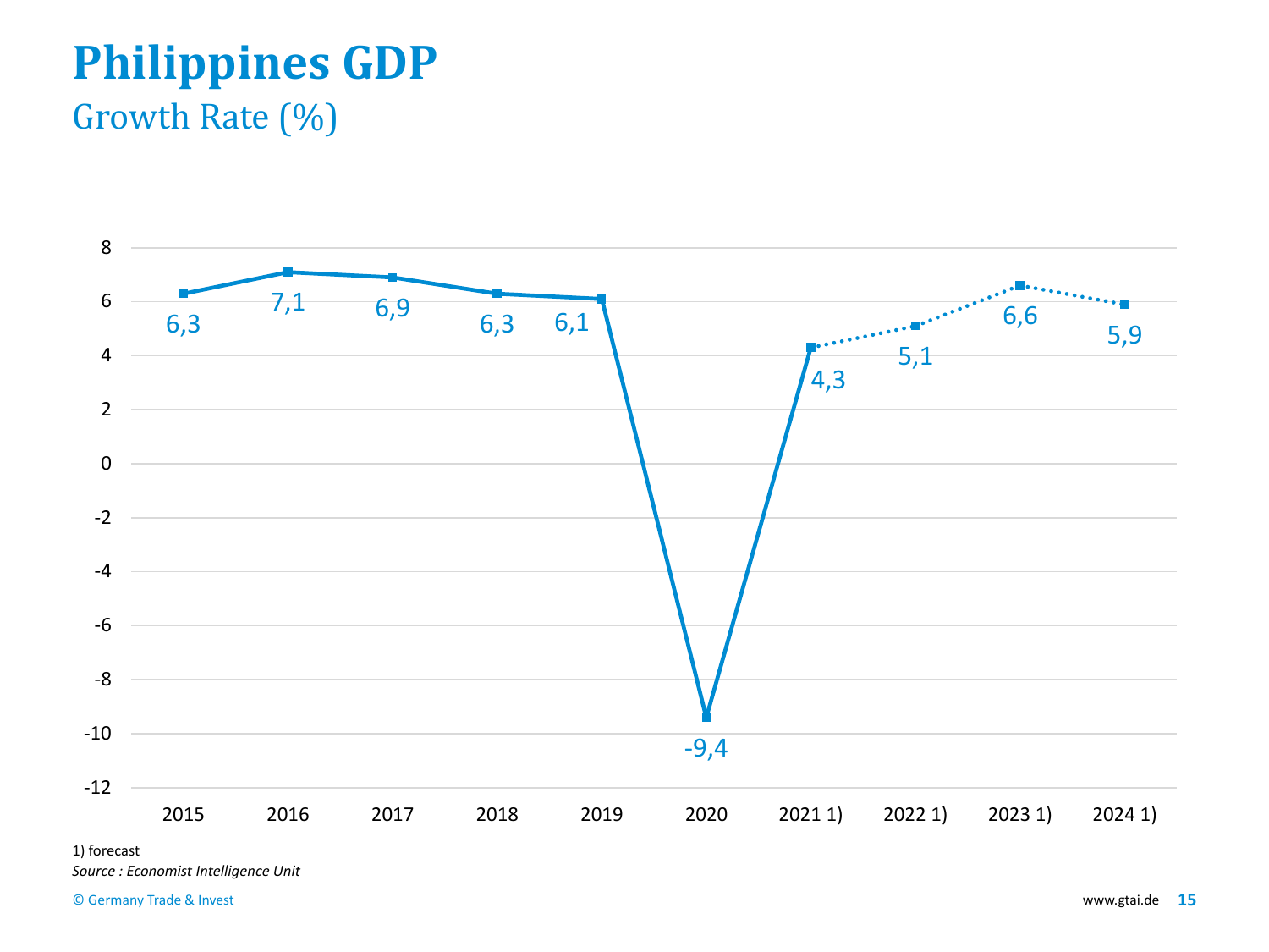# Philippines GDP

## Growth Rate (%)

| Year | Growth Rate (%) |
| --- | --- |
| 2015 | 6,3 |
| 2016 | 7,1 |
| 2017 | 6,9 |
| 2018 | 6,3 |
| 2019 | 6,1 |
| 2020 | -9,4 |
| 2021 1) | 4,3 |
| 2022 1) | 5,1 |
| 2023 1) | 6,6 |
| 2024 1) | 5,9 |

1) forecast

*Source : Economist Intelligence Unit*

© Germany Trade & Invest

www.gtai.de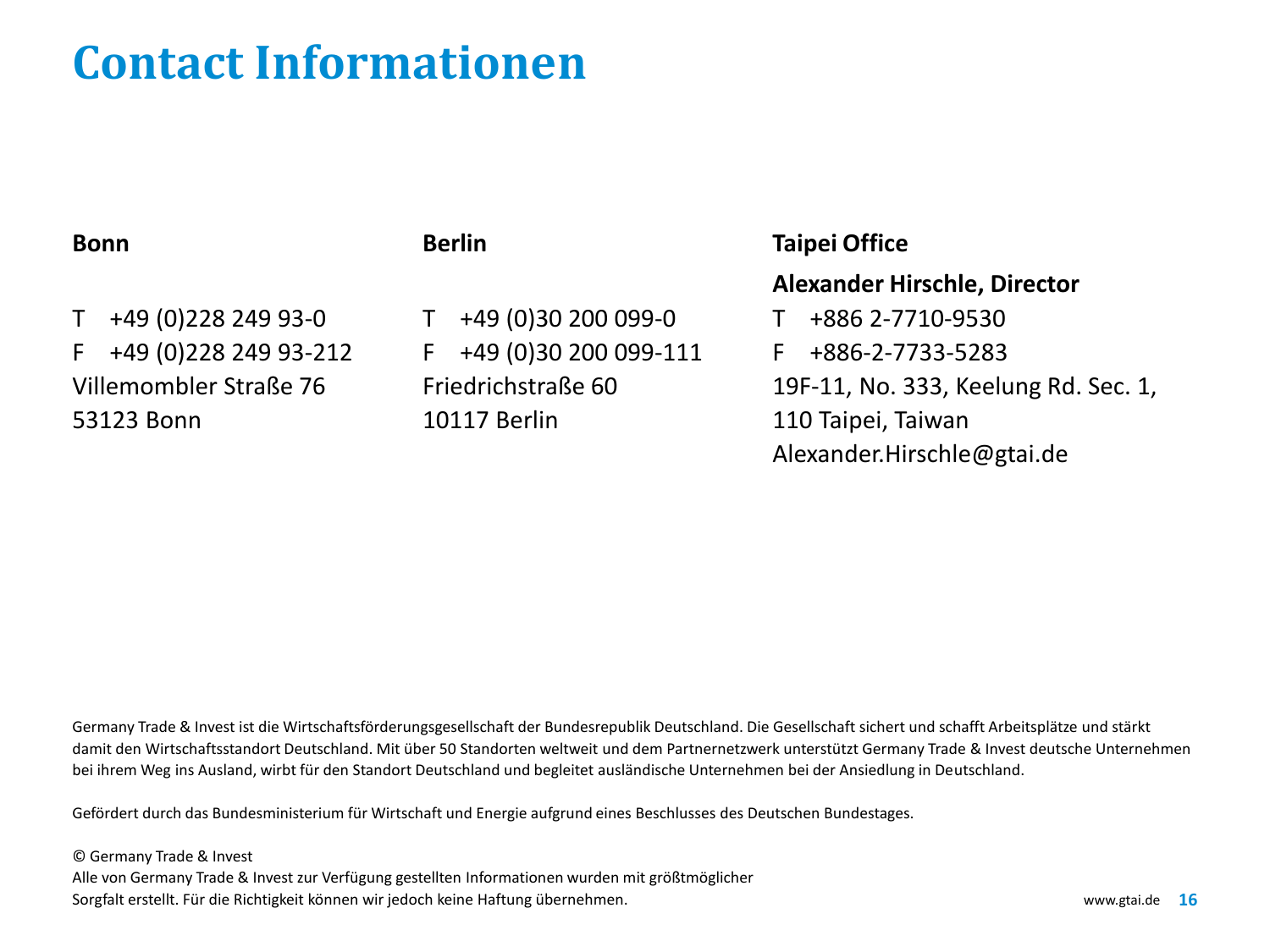# Contact Informationen

**Bonn**

T +49 (0)228 249 93-0
F +49 (0)228 249 93-212
Villemombler Straße 76
53123 Bonn

**Berlin**

T +49 (0)30 200 099-0
F +49 (0)30 200 099-111
Friedrichstraße 60
10117 Berlin

**Taipei Office**

**Alexander Hirschle, Director**

T +886 2-7710-9530
F +886-2-7733-5283
19F-11, No. 333, Keelung Rd. Sec. 1,
110 Taipei, Taiwan
Alexander.Hirschle@gtai.de

Germany Trade & Invest ist die Wirtschaftsförderungsgesellschaft der Bundesrepublik Deutschland. Die Gesellschaft sichert und schafft Arbeitsplätze und stärkt damit den Wirtschaftsstandort Deutschland. Mit über 50 Standorten weltweit und dem Partnernetzwerk unterstützt Germany Trade & Invest deutsche Unternehmen bei ihrem Weg ins Ausland, wirbt für den Standort Deutschland und begleitet ausländische Unternehmen bei der Ansiedlung in Deutschland.

Gefördert durch das Bundesministerium für Wirtschaft und Energie aufgrund eines Beschlusses des Deutschen Bundestages.

© Germany Trade & Invest
Alle von Germany Trade & Invest zur Verfügung gestellten Informationen wurden mit größtmöglicher Sorgfalt erstellt. Für die Richtigkeit können wir jedoch keine Haftung übernehmen.

www.gtai.de